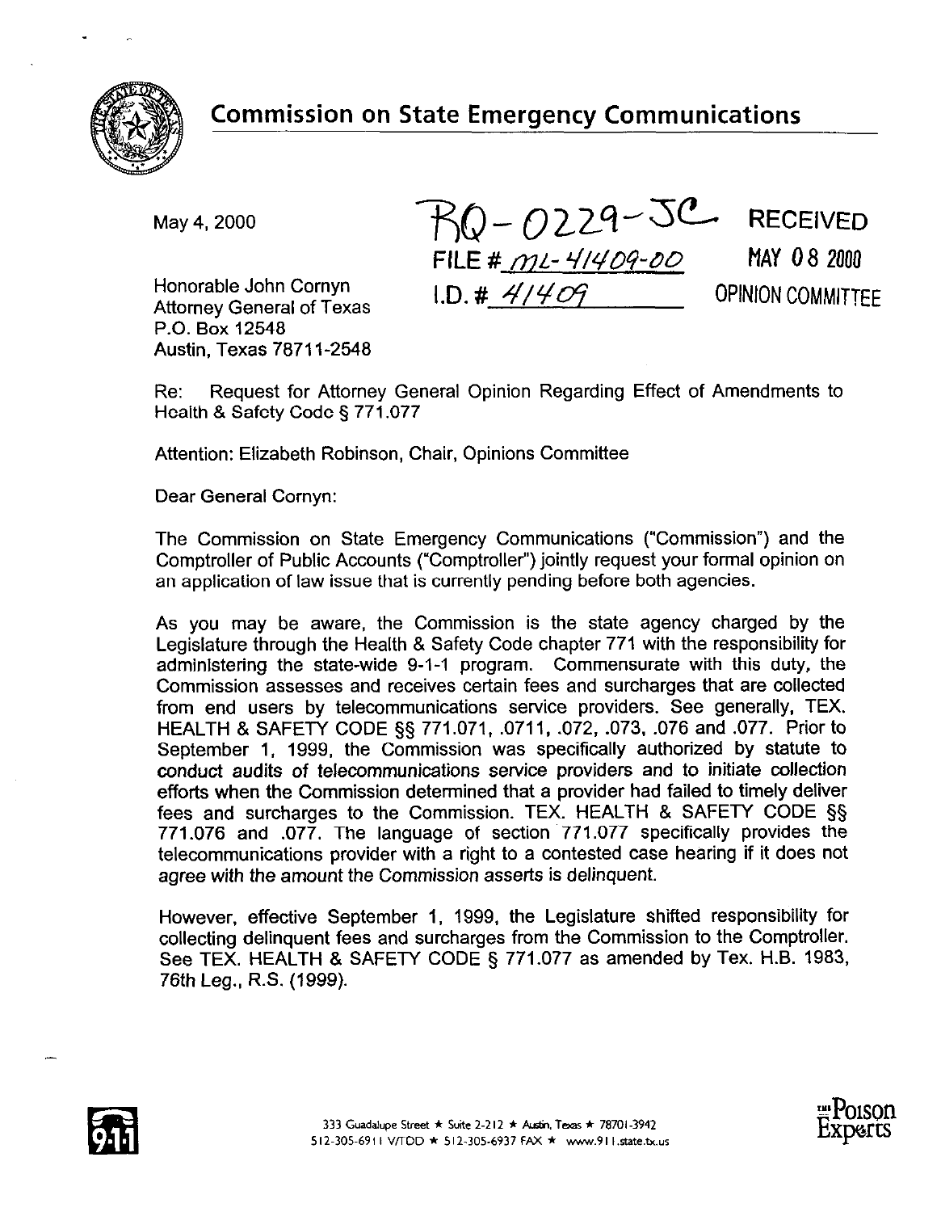# Commission on State Emergency Communications

May 4, 2000

RQ-0229-JC
FILE # ML-41409-00
I.D. # 41409

RECEIVED
MAY 08 2000
OPINION COMMITTEE

Honorable John Cornyn
Attorney General of Texas
P.O. Box 12548
Austin, Texas 78711-2548

Re: Request for Attorney General Opinion Regarding Effect of Amendments to Health & Safety Code § 771.077

Attention: Elizabeth Robinson, Chair, Opinions Committee

Dear General Cornyn:

The Commission on State Emergency Communications ("Commission") and the Comptroller of Public Accounts ("Comptroller") jointly request your formal opinion on an application of law issue that is currently pending before both agencies.

As you may be aware, the Commission is the state agency charged by the Legislature through the Health & Safety Code chapter 771 with the responsibility for administering the state-wide 9-1-1 program. Commensurate with this duty, the Commission assesses and receives certain fees and surcharges that are collected from end users by telecommunications service providers. See generally, TEX. HEALTH & SAFETY CODE §§ 771.071, .0711, .072, .073, .076 and .077. Prior to September 1, 1999, the Commission was specifically authorized by statute to conduct audits of telecommunications service providers and to initiate collection efforts when the Commission determined that a provider had failed to timely deliver fees and surcharges to the Commission. TEX. HEALTH & SAFETY CODE §§ 771.076 and .077. The language of section 771.077 specifically provides the telecommunications provider with a right to a contested case hearing if it does not agree with the amount the Commission asserts is delinquent.

However, effective September 1, 1999, the Legislature shifted responsibility for collecting delinquent fees and surcharges from the Commission to the Comptroller. See TEX. HEALTH & SAFETY CODE § 771.077 as amended by Tex. H.B. 1983, 76th Leg., R.S. (1999).

333 Guadalupe Street ★ Suite 2-212 ★ Austin, Texas ★ 78701-3942
512-305-6911 V/TDD ★ 512-305-6937 FAX ★ www.911.state.tx.us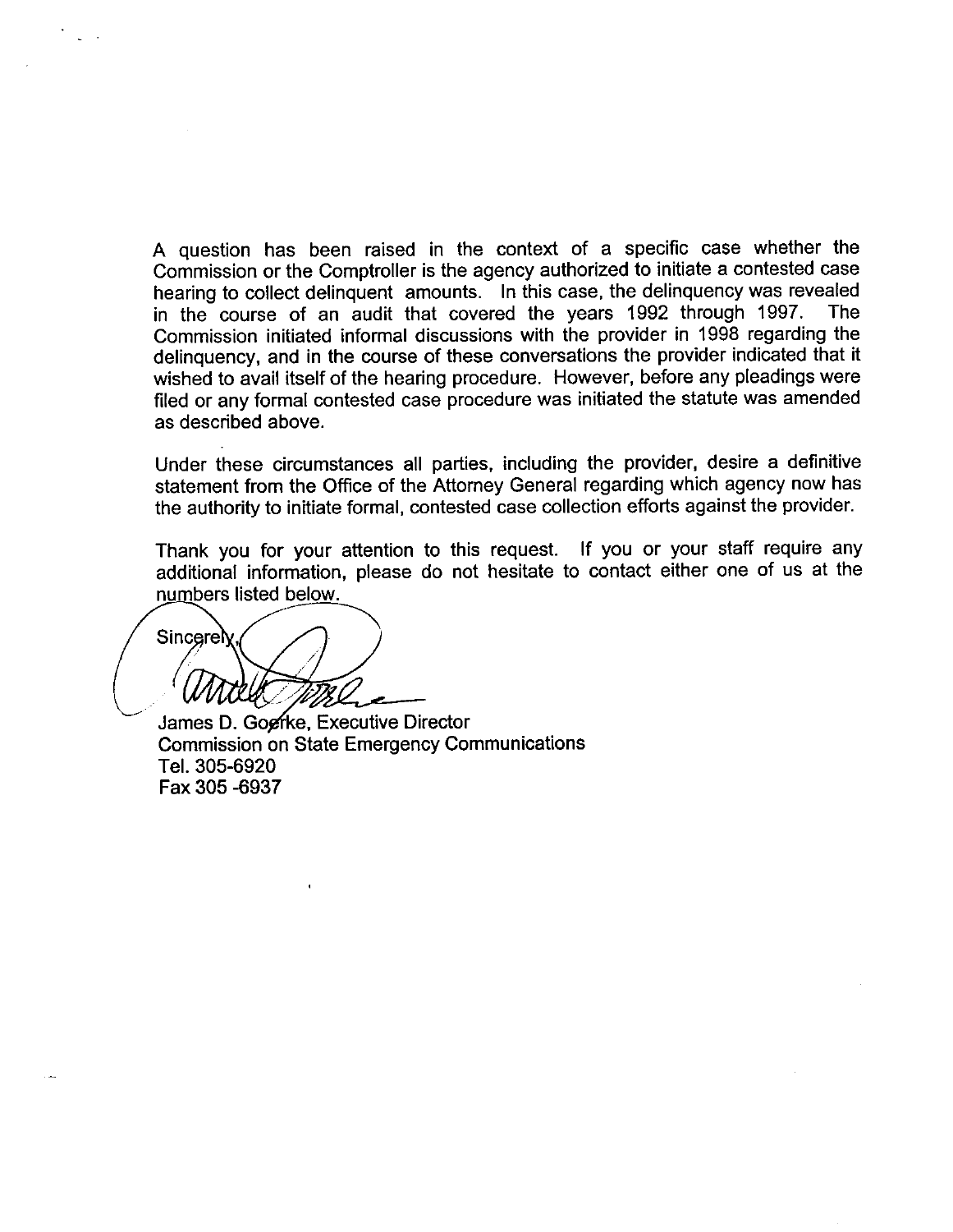A question has been raised in the context of a specific case whether the Commission or the Comptroller is the agency authorized to initiate a contested case hearing to collect delinquent amounts. In this case, the delinquency was revealed in the course of an audit that covered the years 1992 through 1997. The Commission initiated informal discussions with the provider in 1998 regarding the delinquency, and in the course of these conversations the provider indicated that it wished to avail itself of the hearing procedure. However, before any pleadings were filed or any formal contested case procedure was initiated the statute was amended as described above.

Under these circumstances all parties, including the provider, desire a definitive statement from the Office of the Attorney General regarding which agency now has the authority to initiate formal, contested case collection efforts against the provider.

Thank you for your attention to this request. If you or your staff require any additional information, please do not hesitate to contact either one of us at the numbers listed below.

Sincerely,

James D. Goerke, Executive Director
Commission on State Emergency Communications
Tel. 305-6920
Fax 305 -6937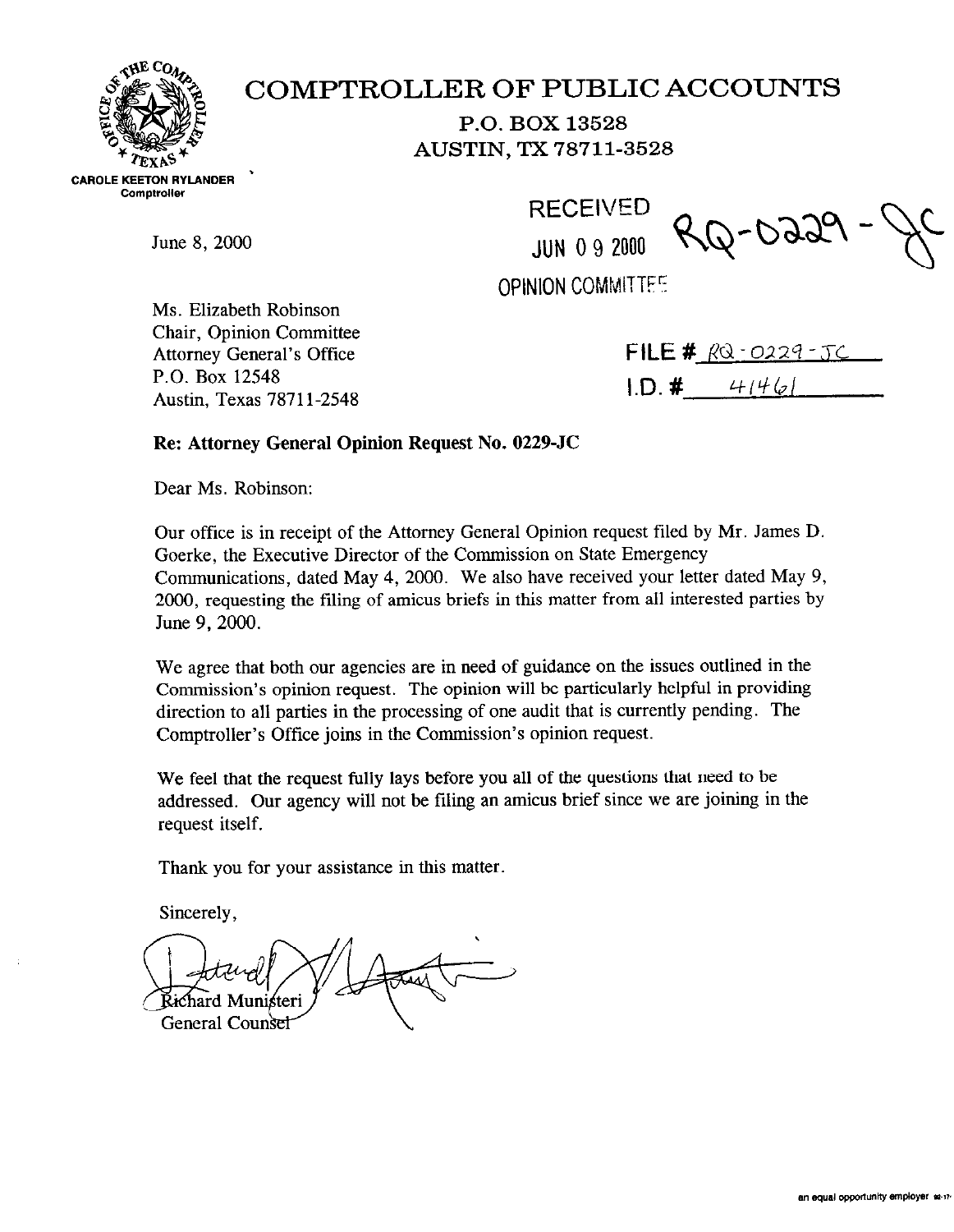# COMPTROLLER OF PUBLIC ACCOUNTS

P.O. BOX 13528
AUSTIN, TX 78711-3528

CAROLE KEETON RYLANDER
Comptroller

RECEIVED
JUN 09 2000
OPINION COMMITTEE

RQ-0229-JC

June 8, 2000

Ms. Elizabeth Robinson
Chair, Opinion Committee
Attorney General's Office
P.O. Box 12548
Austin, Texas 78711-2548

FILE # RQ-0229-JC
I.D. # 41461

**Re: Attorney General Opinion Request No. 0229-JC**

Dear Ms. Robinson:

Our office is in receipt of the Attorney General Opinion request filed by Mr. James D. Goerke, the Executive Director of the Commission on State Emergency Communications, dated May 4, 2000. We also have received your letter dated May 9, 2000, requesting the filing of amicus briefs in this matter from all interested parties by June 9, 2000.

We agree that both our agencies are in need of guidance on the issues outlined in the Commission's opinion request. The opinion will be particularly helpful in providing direction to all parties in the processing of one audit that is currently pending. The Comptroller's Office joins in the Commission's opinion request.

We feel that the request fully lays before you all of the questions that need to be addressed. Our agency will not be filing an amicus brief since we are joining in the request itself.

Thank you for your assistance in this matter.

Sincerely,

Richard Munisteri
General Counsel

an equal opportunity employer